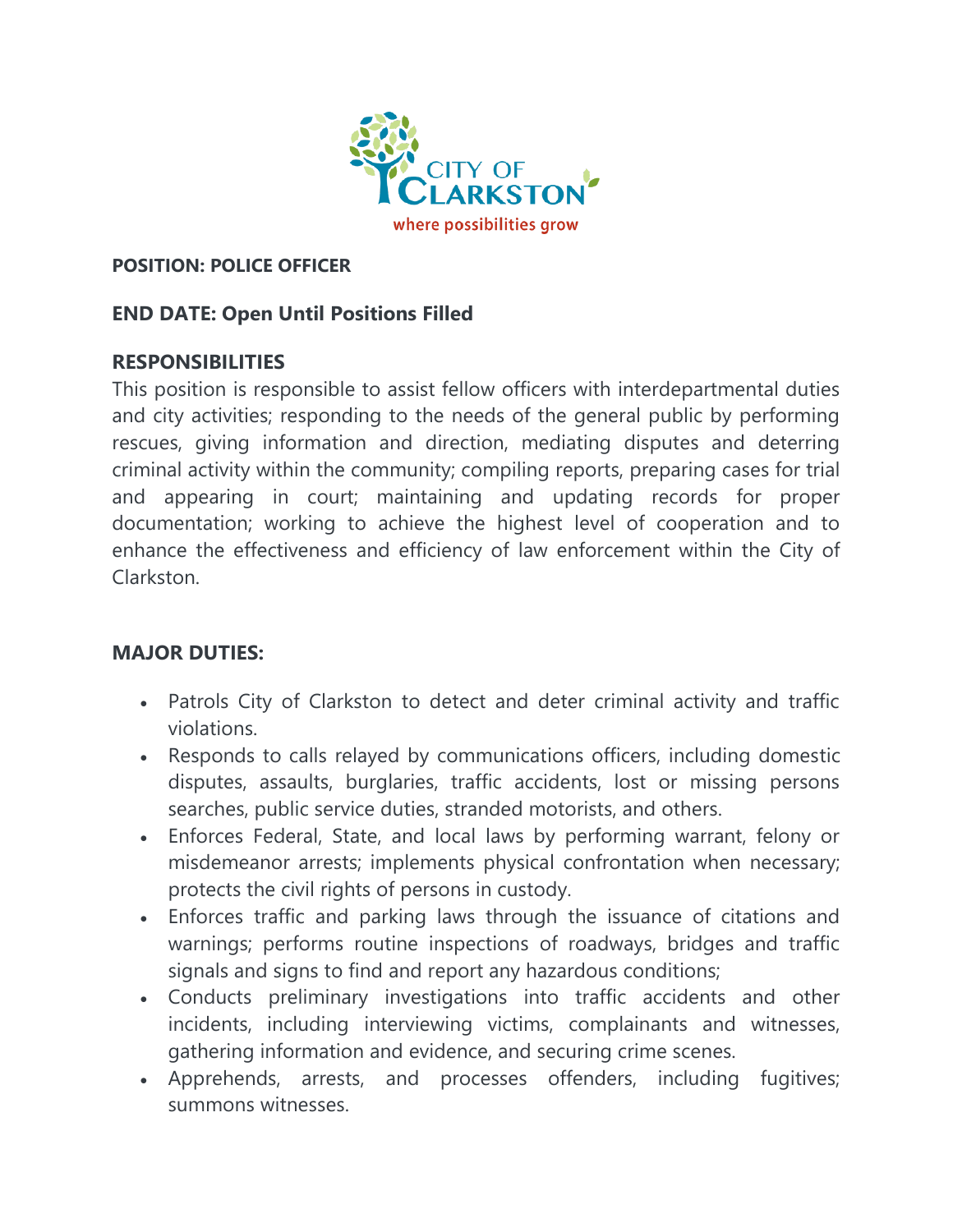CITY OF CLARKSTON
where possibilities grow

**POSITION: POLICE OFFICER**

**END DATE: Open Until Positions Filled**

**RESPONSIBILITIES**

This position is responsible to assist fellow officers with interdepartmental duties and city activities; responding to the needs of the general public by performing rescues, giving information and direction, mediating disputes and deterring criminal activity within the community; compiling reports, preparing cases for trial and appearing in court; maintaining and updating records for proper documentation; working to achieve the highest level of cooperation and to enhance the effectiveness and efficiency of law enforcement within the City of Clarkston.

**MAJOR DUTIES:**

- Patrols City of Clarkston to detect and deter criminal activity and traffic violations.
- Responds to calls relayed by communications officers, including domestic disputes, assaults, burglaries, traffic accidents, lost or missing persons searches, public service duties, stranded motorists, and others.
- Enforces Federal, State, and local laws by performing warrant, felony or misdemeanor arrests; implements physical confrontation when necessary; protects the civil rights of persons in custody.
- Enforces traffic and parking laws through the issuance of citations and warnings; performs routine inspections of roadways, bridges and traffic signals and signs to find and report any hazardous conditions;
- Conducts preliminary investigations into traffic accidents and other incidents, including interviewing victims, complainants and witnesses, gathering information and evidence, and securing crime scenes.
- Apprehends, arrests, and processes offenders, including fugitives; summons witnesses.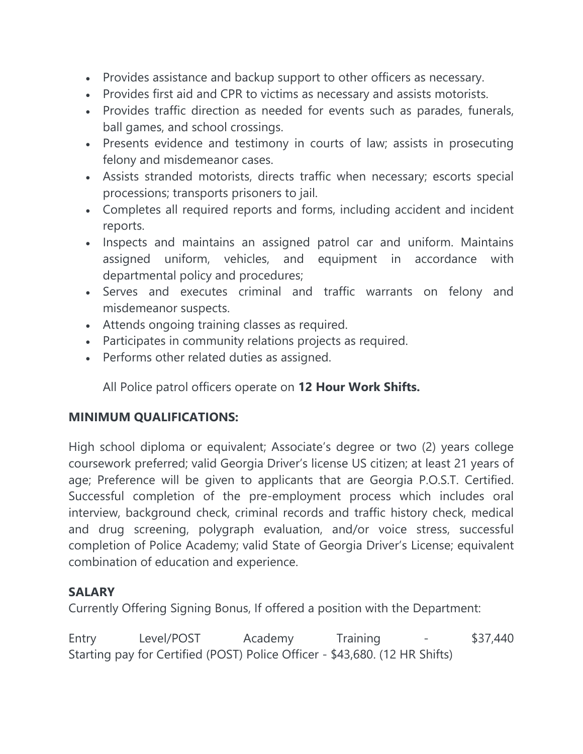- Provides assistance and backup support to other officers as necessary.
- Provides first aid and CPR to victims as necessary and assists motorists.
- Provides traffic direction as needed for events such as parades, funerals, ball games, and school crossings.
- Presents evidence and testimony in courts of law; assists in prosecuting felony and misdemeanor cases.
- Assists stranded motorists, directs traffic when necessary; escorts special processions; transports prisoners to jail.
- Completes all required reports and forms, including accident and incident reports.
- Inspects and maintains an assigned patrol car and uniform. Maintains assigned uniform, vehicles, and equipment in accordance with departmental policy and procedures;
- Serves and executes criminal and traffic warrants on felony and misdemeanor suspects.
- Attends ongoing training classes as required.
- Participates in community relations projects as required.
- Performs other related duties as assigned.

  All Police patrol officers operate on **12 Hour Work Shifts.**

**MINIMUM QUALIFICATIONS:**

High school diploma or equivalent; Associate's degree or two (2) years college coursework preferred; valid Georgia Driver's license US citizen; at least 21 years of age; Preference will be given to applicants that are Georgia P.O.S.T. Certified. Successful completion of the pre-employment process which includes oral interview, background check, criminal records and traffic history check, medical and drug screening, polygraph evaluation, and/or voice stress, successful completion of Police Academy; valid State of Georgia Driver's License; equivalent combination of education and experience.

**SALARY**
Currently Offering Signing Bonus, If offered a position with the Department:

Entry Level/POST Academy Training - $37,440
Starting pay for Certified (POST) Police Officer - $43,680. (12 HR Shifts)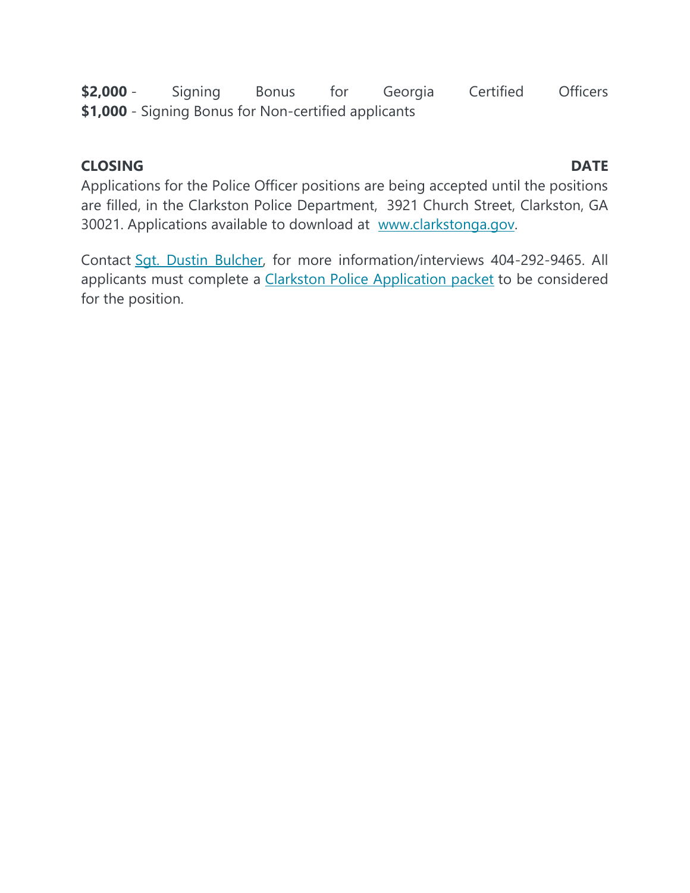**$2,000** - Signing Bonus for Georgia Certified Officers
**$1,000** - Signing Bonus for Non-certified applicants

**CLOSING DATE**

Applications for the Police Officer positions are being accepted until the positions are filled, in the Clarkston Police Department, 3921 Church Street, Clarkston, GA 30021. Applications available to download at www.clarkstonga.gov.

Contact Sgt. Dustin Bulcher, for more information/interviews 404-292-9465. All applicants must complete a Clarkston Police Application packet to be considered for the position.